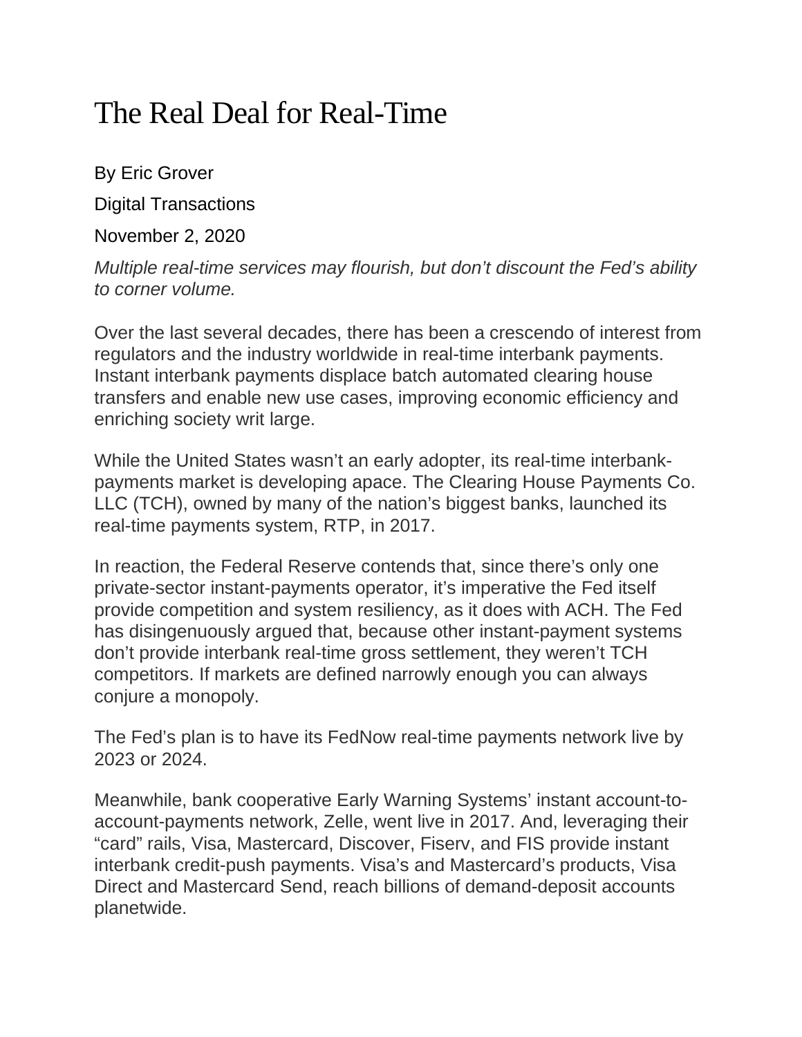# The Real Deal for Real-Time

By Eric Grover

Digital Transactions

November 2, 2020

*Multiple real-time services may flourish, but don't discount the Fed's ability to corner volume.*

Over the last several decades, there has been a crescendo of interest from regulators and the industry worldwide in real-time interbank payments. Instant interbank payments displace batch automated clearing house transfers and enable new use cases, improving economic efficiency and enriching society writ large.

While the United States wasn't an early adopter, its real-time interbank-payments market is developing apace. The Clearing House Payments Co. LLC (TCH), owned by many of the nation's biggest banks, launched its real-time payments system, RTP, in 2017.

In reaction, the Federal Reserve contends that, since there's only one private-sector instant-payments operator, it's imperative the Fed itself provide competition and system resiliency, as it does with ACH. The Fed has disingenuously argued that, because other instant-payment systems don't provide interbank real-time gross settlement, they weren't TCH competitors. If markets are defined narrowly enough you can always conjure a monopoly.

The Fed's plan is to have its FedNow real-time payments network live by 2023 or 2024.

Meanwhile, bank cooperative Early Warning Systems' instant account-to-account-payments network, Zelle, went live in 2017. And, leveraging their "card" rails, Visa, Mastercard, Discover, Fiserv, and FIS provide instant interbank credit-push payments. Visa's and Mastercard's products, Visa Direct and Mastercard Send, reach billions of demand-deposit accounts planetwide.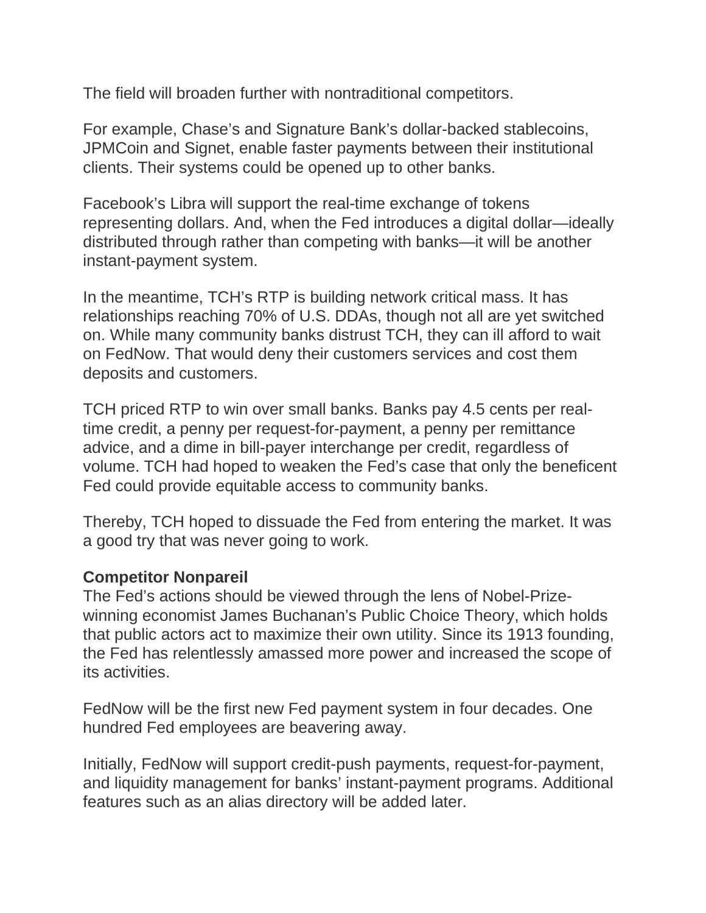The field will broaden further with nontraditional competitors.

For example, Chase's and Signature Bank's dollar-backed stablecoins, JPMCoin and Signet, enable faster payments between their institutional clients. Their systems could be opened up to other banks.

Facebook's Libra will support the real-time exchange of tokens representing dollars. And, when the Fed introduces a digital dollar—ideally distributed through rather than competing with banks—it will be another instant-payment system.

In the meantime, TCH's RTP is building network critical mass. It has relationships reaching 70% of U.S. DDAs, though not all are yet switched on. While many community banks distrust TCH, they can ill afford to wait on FedNow. That would deny their customers services and cost them deposits and customers.

TCH priced RTP to win over small banks. Banks pay 4.5 cents per real-time credit, a penny per request-for-payment, a penny per remittance advice, and a dime in bill-payer interchange per credit, regardless of volume. TCH had hoped to weaken the Fed's case that only the beneficent Fed could provide equitable access to community banks.

Thereby, TCH hoped to dissuade the Fed from entering the market. It was a good try that was never going to work.

**Competitor Nonpareil**

The Fed's actions should be viewed through the lens of Nobel-Prize-winning economist James Buchanan's Public Choice Theory, which holds that public actors act to maximize their own utility. Since its 1913 founding, the Fed has relentlessly amassed more power and increased the scope of its activities.

FedNow will be the first new Fed payment system in four decades. One hundred Fed employees are beavering away.

Initially, FedNow will support credit-push payments, request-for-payment, and liquidity management for banks' instant-payment programs. Additional features such as an alias directory will be added later.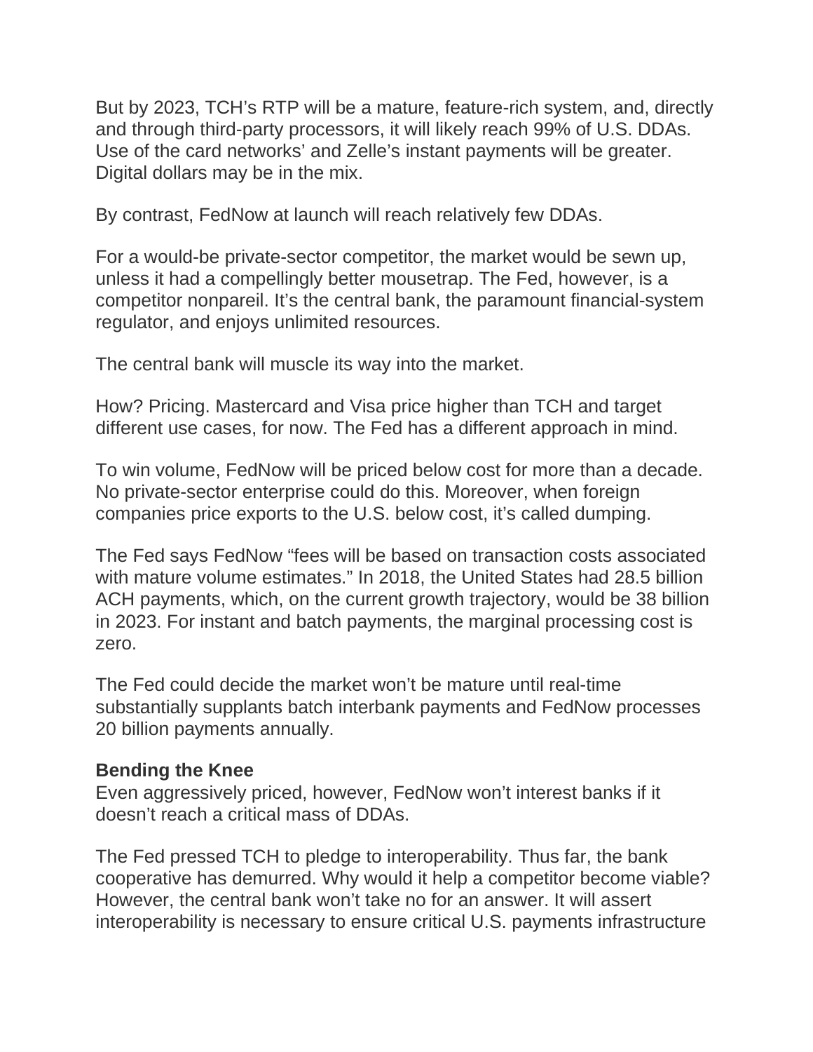But by 2023, TCH's RTP will be a mature, feature-rich system, and, directly and through third-party processors, it will likely reach 99% of U.S. DDAs. Use of the card networks' and Zelle's instant payments will be greater. Digital dollars may be in the mix.

By contrast, FedNow at launch will reach relatively few DDAs.

For a would-be private-sector competitor, the market would be sewn up, unless it had a compellingly better mousetrap. The Fed, however, is a competitor nonpareil. It's the central bank, the paramount financial-system regulator, and enjoys unlimited resources.

The central bank will muscle its way into the market.

How? Pricing. Mastercard and Visa price higher than TCH and target different use cases, for now. The Fed has a different approach in mind.

To win volume, FedNow will be priced below cost for more than a decade. No private-sector enterprise could do this. Moreover, when foreign companies price exports to the U.S. below cost, it's called dumping.

The Fed says FedNow "fees will be based on transaction costs associated with mature volume estimates." In 2018, the United States had 28.5 billion ACH payments, which, on the current growth trajectory, would be 38 billion in 2023. For instant and batch payments, the marginal processing cost is zero.

The Fed could decide the market won't be mature until real-time substantially supplants batch interbank payments and FedNow processes 20 billion payments annually.

**Bending the Knee**

Even aggressively priced, however, FedNow won't interest banks if it doesn't reach a critical mass of DDAs.

The Fed pressed TCH to pledge to interoperability. Thus far, the bank cooperative has demurred. Why would it help a competitor become viable? However, the central bank won't take no for an answer. It will assert interoperability is necessary to ensure critical U.S. payments infrastructure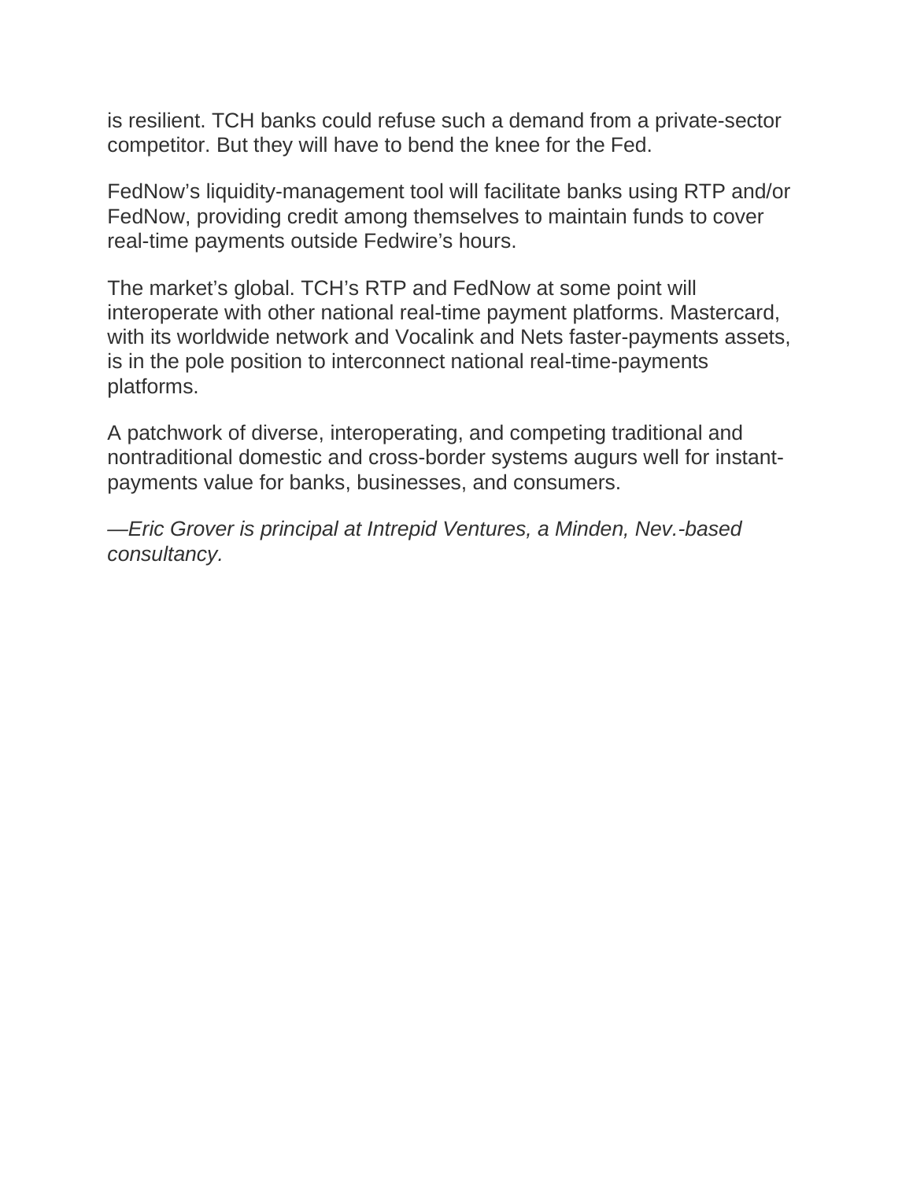is resilient. TCH banks could refuse such a demand from a private-sector competitor. But they will have to bend the knee for the Fed.

FedNow's liquidity-management tool will facilitate banks using RTP and/or FedNow, providing credit among themselves to maintain funds to cover real-time payments outside Fedwire's hours.

The market's global. TCH's RTP and FedNow at some point will interoperate with other national real-time payment platforms. Mastercard, with its worldwide network and Vocalink and Nets faster-payments assets, is in the pole position to interconnect national real-time-payments platforms.

A patchwork of diverse, interoperating, and competing traditional and nontraditional domestic and cross-border systems augurs well for instant-payments value for banks, businesses, and consumers.

*—Eric Grover is principal at Intrepid Ventures, a Minden, Nev.-based consultancy.*